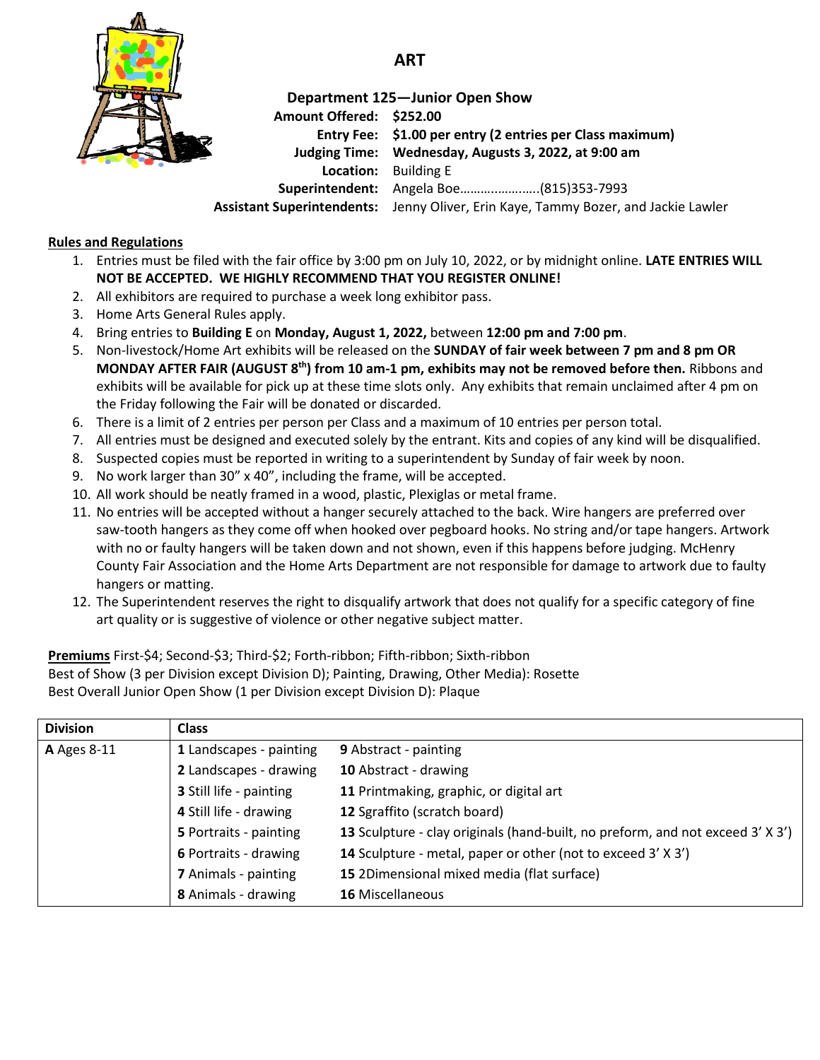# ART

## Department 125—Junior Open Show

**Amount Offered:** **$252.00**
**Entry Fee:** **$1.00 per entry (2 entries per Class maximum)**
**Judging Time:** **Wednesday, Augusts 3, 2022, at 9:00 am**
**Location:** Building E
**Superintendent:** Angela Boe…………………..(815)353-7993
**Assistant Superintendents:** Jenny Oliver, Erin Kaye, Tammy Bozer, and Jackie Lawler

**Rules and Regulations**

1. Entries must be filed with the fair office by 3:00 pm on July 10, 2022, or by midnight online. **LATE ENTRIES WILL NOT BE ACCEPTED. WE HIGHLY RECOMMEND THAT YOU REGISTER ONLINE!**
2. All exhibitors are required to purchase a week long exhibitor pass.
3. Home Arts General Rules apply.
4. Bring entries to **Building E** on **Monday, August 1, 2022,** between **12:00 pm and 7:00 pm**.
5. Non-livestock/Home Art exhibits will be released on the **SUNDAY of fair week between 7 pm and 8 pm OR MONDAY AFTER FAIR (AUGUST 8th) from 10 am-1 pm, exhibits may not be removed before then.** Ribbons and exhibits will be available for pick up at these time slots only. Any exhibits that remain unclaimed after 4 pm on the Friday following the Fair will be donated or discarded.
6. There is a limit of 2 entries per person per Class and a maximum of 10 entries per person total.
7. All entries must be designed and executed solely by the entrant. Kits and copies of any kind will be disqualified.
8. Suspected copies must be reported in writing to a superintendent by Sunday of fair week by noon.
9. No work larger than 30" x 40", including the frame, will be accepted.
10. All work should be neatly framed in a wood, plastic, Plexiglas or metal frame.
11. No entries will be accepted without a hanger securely attached to the back. Wire hangers are preferred over saw-tooth hangers as they come off when hooked over pegboard hooks. No string and/or tape hangers. Artwork with no or faulty hangers will be taken down and not shown, even if this happens before judging. McHenry County Fair Association and the Home Arts Department are not responsible for damage to artwork due to faulty hangers or matting.
12. The Superintendent reserves the right to disqualify artwork that does not qualify for a specific category of fine art quality or is suggestive of violence or other negative subject matter.

**Premiums** First-$4; Second-$3; Third-$2; Forth-ribbon; Fifth-ribbon; Sixth-ribbon
Best of Show (3 per Division except Division D); Painting, Drawing, Other Media): Rosette
Best Overall Junior Open Show (1 per Division except Division D): Plaque

| Division | Class | |
|---|---|---|
| **A** Ages 8-11 | **1** Landscapes - painting | **9** Abstract - painting |
| | **2** Landscapes - drawing | **10** Abstract - drawing |
| | **3** Still life - painting | **11** Printmaking, graphic, or digital art |
| | **4** Still life - drawing | **12** Sgraffito (scratch board) |
| | **5** Portraits - painting | **13** Sculpture - clay originals (hand-built, no preform, and not exceed 3' X 3') |
| | **6** Portraits - drawing | **14** Sculpture - metal, paper or other (not to exceed 3' X 3') |
| | **7** Animals - painting | **15** 2Dimensional mixed media (flat surface) |
| | **8** Animals - drawing | **16** Miscellaneous |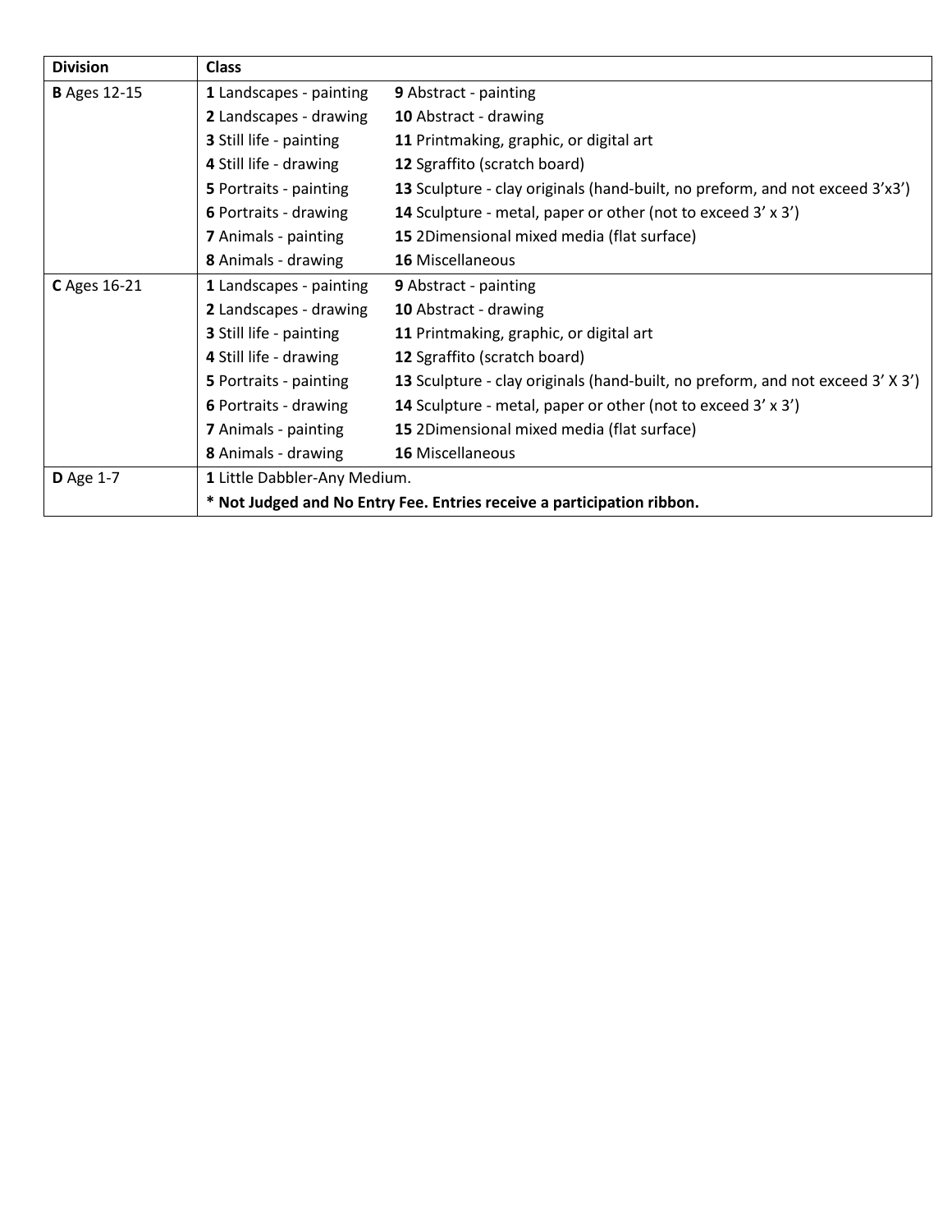| Division | Class | |
|---|---|---|
| **B** Ages 12-15 | **1** Landscapes - painting | **9** Abstract - painting |
| | **2** Landscapes - drawing | **10** Abstract - drawing |
| | **3** Still life - painting | **11** Printmaking, graphic, or digital art |
| | **4** Still life - drawing | **12** Sgraffito (scratch board) |
| | **5** Portraits - painting | **13** Sculpture - clay originals (hand-built, no preform, and not exceed 3'x3') |
| | **6** Portraits - drawing | **14** Sculpture - metal, paper or other (not to exceed 3' x 3') |
| | **7** Animals - painting | **15** 2Dimensional mixed media (flat surface) |
| | **8** Animals - drawing | **16** Miscellaneous |
| **C** Ages 16-21 | **1** Landscapes - painting | **9** Abstract - painting |
| | **2** Landscapes - drawing | **10** Abstract - drawing |
| | **3** Still life - painting | **11** Printmaking, graphic, or digital art |
| | **4** Still life - drawing | **12** Sgraffito (scratch board) |
| | **5** Portraits - painting | **13** Sculpture - clay originals (hand-built, no preform, and not exceed 3' X 3') |
| | **6** Portraits - drawing | **14** Sculpture - metal, paper or other (not to exceed 3' x 3') |
| | **7** Animals - painting | **15** 2Dimensional mixed media (flat surface) |
| | **8** Animals - drawing | **16** Miscellaneous |
| **D** Age 1-7 | **1** Little Dabbler-Any Medium. | |
| | **\* Not Judged and No Entry Fee. Entries receive a participation ribbon.** | |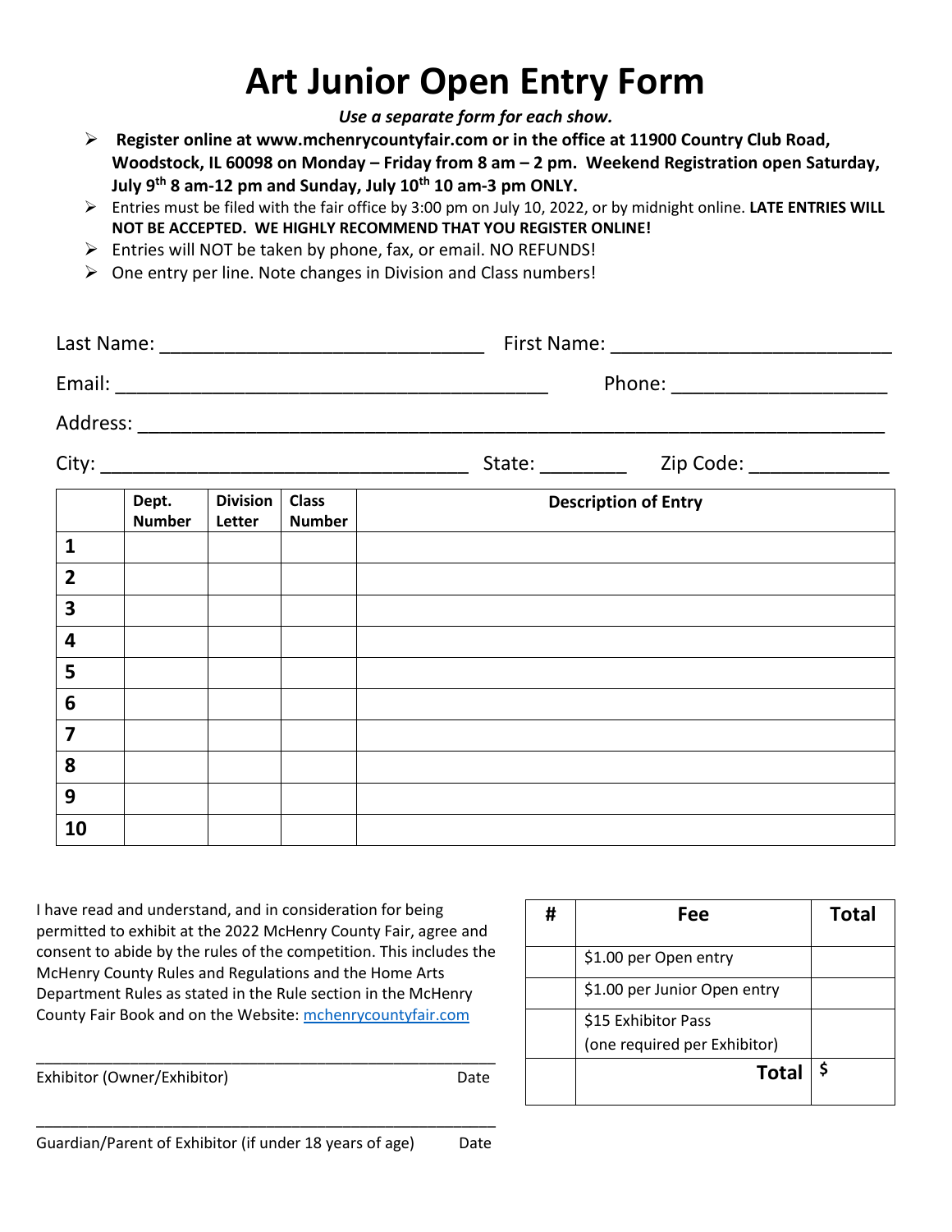# Art Junior Open Entry Form

*Use a separate form for each show.*

- **Register online at www.mchenrycountyfair.com or in the office at 11900 Country Club Road, Woodstock, IL 60098 on Monday – Friday from 8 am – 2 pm. Weekend Registration open Saturday, July 9th 8 am-12 pm and Sunday, July 10th 10 am-3 pm ONLY.**
- Entries must be filed with the fair office by 3:00 pm on July 10, 2022, or by midnight online. **LATE ENTRIES WILL NOT BE ACCEPTED. WE HIGHLY RECOMMEND THAT YOU REGISTER ONLINE!**
- Entries will NOT be taken by phone, fax, or email. NO REFUNDS!
- One entry per line. Note changes in Division and Class numbers!

Last Name: ______________________________ First Name: __________________________

Email: ________________________________________ Phone: ____________________

Address: ________________________________________________________________________

City: __________________________________ State: ________ Zip Code: _____________

| | Dept. Number | Division Letter | Class Number | Description of Entry |
|---|---|---|---|---|
| 1 | | | | |
| 2 | | | | |
| 3 | | | | |
| 4 | | | | |
| 5 | | | | |
| 6 | | | | |
| 7 | | | | |
| 8 | | | | |
| 9 | | | | |
| 10 | | | | |

I have read and understand, and in consideration for being permitted to exhibit at the 2022 McHenry County Fair, agree and consent to abide by the rules of the competition. This includes the McHenry County Rules and Regulations and the Home Arts Department Rules as stated in the Rule section in the McHenry County Fair Book and on the Website: mchenrycountyfair.com

_____________________________________________________

Exhibitor (Owner/Exhibitor) Date

_____________________________________________________

Guardian/Parent of Exhibitor (if under 18 years of age) Date

| # | Fee | Total |
|---|---|---|
| | $1.00 per Open entry | |
| | $1.00 per Junior Open entry | |
| | $15 Exhibitor Pass (one required per Exhibitor) | |
| | **Total** | $ |